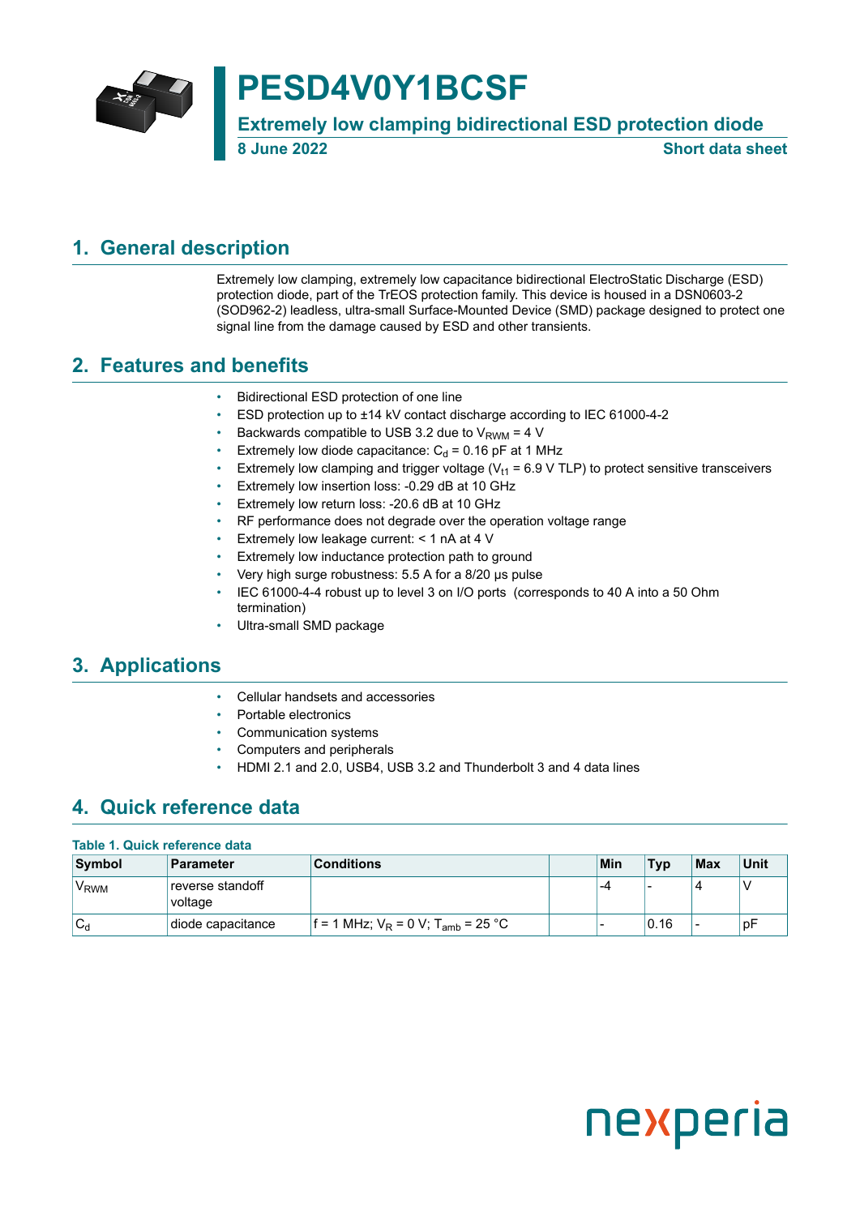# PESD4V0Y1BCSF

**Extremely low clamping bidirectional ESD protection diode**

**8 June 2022** **Short data sheet**

## 1. General description

Extremely low clamping, extremely low capacitance bidirectional ElectroStatic Discharge (ESD) protection diode, part of the TrEOS protection family. This device is housed in a DSN0603-2 (SOD962-2) leadless, ultra-small Surface-Mounted Device (SMD) package designed to protect one signal line from the damage caused by ESD and other transients.

## 2. Features and benefits

- Bidirectional ESD protection of one line
- ESD protection up to ±14 kV contact discharge according to IEC 61000-4-2
- Backwards compatible to USB 3.2 due to $V_{RWM}$ = 4 V
- Extremely low diode capacitance: $C_d$ = 0.16 pF at 1 MHz
- Extremely low clamping and trigger voltage ($V_{t1}$ = 6.9 V TLP) to protect sensitive transceivers
- Extremely low insertion loss: -0.29 dB at 10 GHz
- Extremely low return loss: -20.6 dB at 10 GHz
- RF performance does not degrade over the operation voltage range
- Extremely low leakage current: < 1 nA at 4 V
- Extremely low inductance protection path to ground
- Very high surge robustness: 5.5 A for a 8/20 µs pulse
- IEC 61000-4-4 robust up to level 3 on I/O ports (corresponds to 40 A into a 50 Ohm termination)
- Ultra-small SMD package

## 3. Applications

- Cellular handsets and accessories
- Portable electronics
- Communication systems
- Computers and peripherals
- HDMI 2.1 and 2.0, USB4, USB 3.2 and Thunderbolt 3 and 4 data lines

## 4. Quick reference data

**Table 1. Quick reference data**

| Symbol | Parameter | Conditions | | Min | Typ | Max | Unit |
|---|---|---|---|---|---|---|---|
| $V_{RWM}$ | reverse standoff voltage | | | -4 | - | 4 | V |
| $C_d$ | diode capacitance | f = 1 MHz; $V_R$ = 0 V; $T_{amb}$ = 25 °C | | - | 0.16 | - | pF |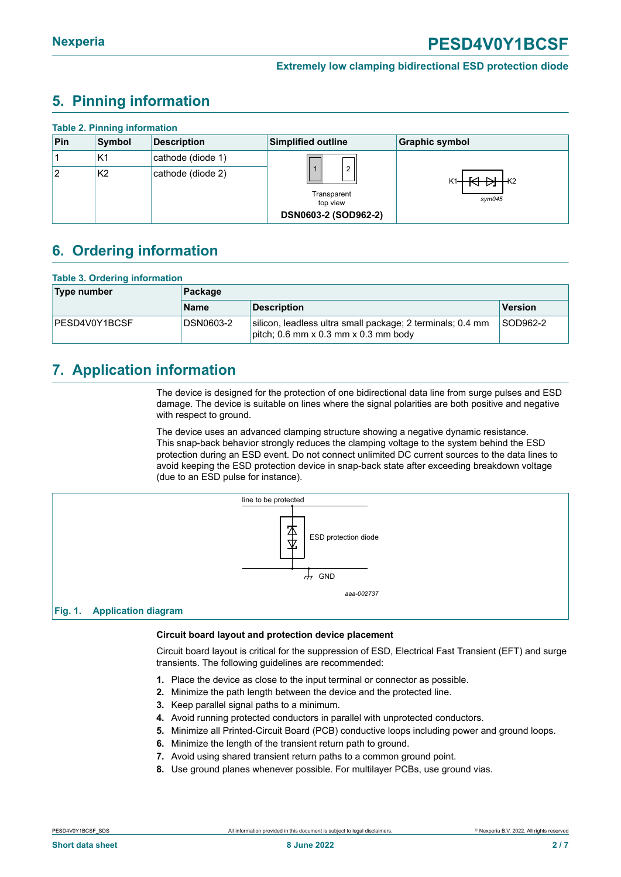## 5. Pinning information

**Table 2. Pinning information**

| Pin | Symbol | Description | Simplified outline | Graphic symbol |
|---|---|---|---|---|
| 1 | K1 | cathode (diode 1) | Transparent top view | sym045 |
| 2 | K2 | cathode (diode 2) | **DSN0603-2 (SOD962-2)** | |

## 6. Ordering information

**Table 3. Ordering information**

| Type number | Package | | |
|---|---|---|---|
| | Name | Description | Version |
| PESD4V0Y1BCSF | DSN0603-2 | silicon, leadless ultra small package; 2 terminals; 0.4 mm pitch; 0.6 mm x 0.3 mm x 0.3 mm body | SOD962-2 |

## 7. Application information

The device is designed for the protection of one bidirectional data line from surge pulses and ESD damage. The device is suitable on lines where the signal polarities are both positive and negative with respect to ground.

The device uses an advanced clamping structure showing a negative dynamic resistance. This snap-back behavior strongly reduces the clamping voltage to the system behind the ESD protection during an ESD event. Do not connect unlimited DC current sources to the data lines to avoid keeping the ESD protection device in snap-back state after exceeding breakdown voltage (due to an ESD pulse for instance).

line to be protected

ESD protection diode

GND

aaa-002737

**Fig. 1. Application diagram**

**Circuit board layout and protection device placement**

Circuit board layout is critical for the suppression of ESD, Electrical Fast Transient (EFT) and surge transients. The following guidelines are recommended:

1. Place the device as close to the input terminal or connector as possible.
2. Minimize the path length between the device and the protected line.
3. Keep parallel signal paths to a minimum.
4. Avoid running protected conductors in parallel with unprotected conductors.
5. Minimize all Printed-Circuit Board (PCB) conductive loops including power and ground loops.
6. Minimize the length of the transient return path to ground.
7. Avoid using shared transient return paths to a common ground point.
8. Use ground planes whenever possible. For multilayer PCBs, use ground vias.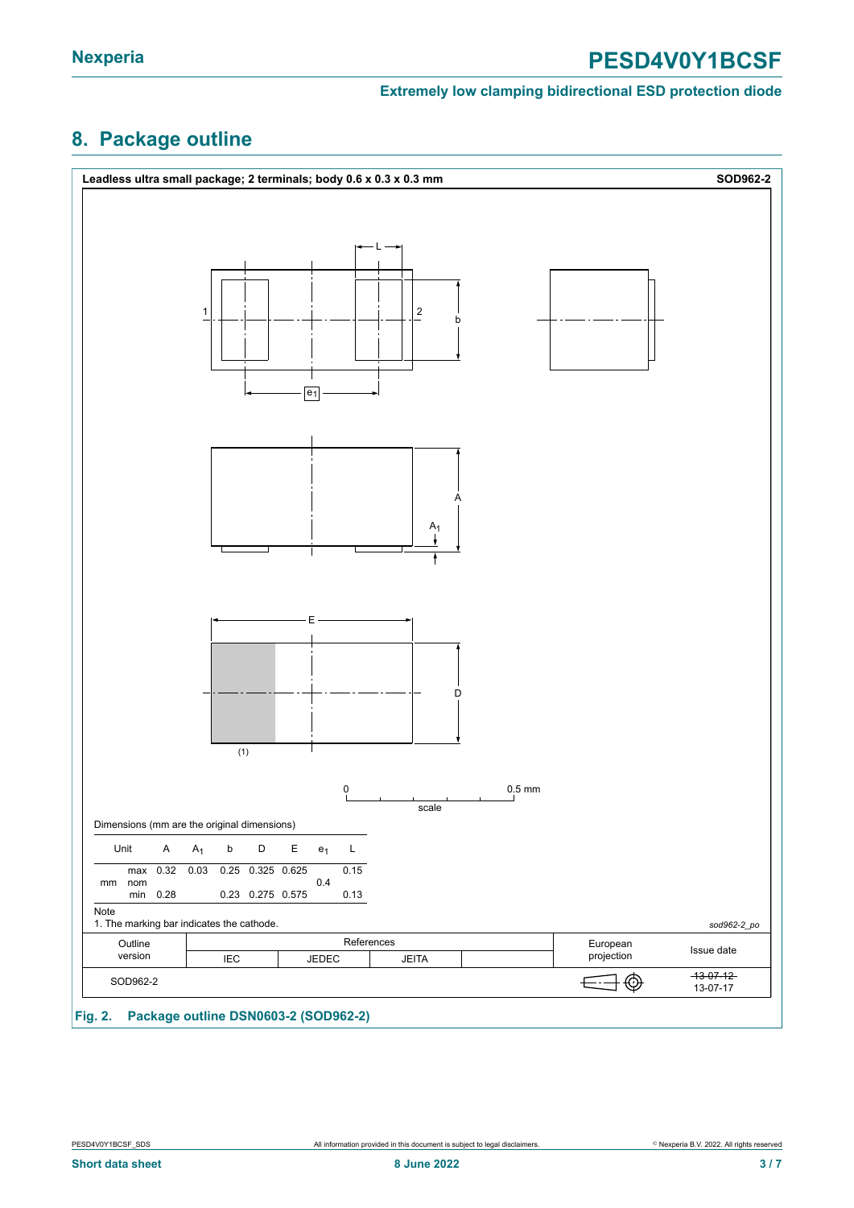## 8. Package outline

**Leadless ultra small package; 2 terminals; body 0.6 x 0.3 x 0.3 mm** **SOD962-2**

Dimensions (mm are the original dimensions)

| Unit | | A | $A_1$ | b | D | E | $e_1$ | L |
|---|---|---|---|---|---|---|---|---|
| mm | max | 0.32 | 0.03 | 0.25 | 0.325 | 0.625 | | 0.15 |
| | nom | | | | | | 0.4 | |
| | min | 0.28 | | 0.23 | 0.275 | 0.575 | | 0.13 |

Note
1. The marking bar indicates the cathode.

*sod962-2_po*

| Outline version | References | | | | European projection | Issue date |
|---|---|---|---|---|---|---|
| | IEC | JEDEC | JEITA | | | |
| SOD962-2 | | | | | | ~~13-07-12~~ 13-07-17 |

**Fig. 2. Package outline DSN0603-2 (SOD962-2)**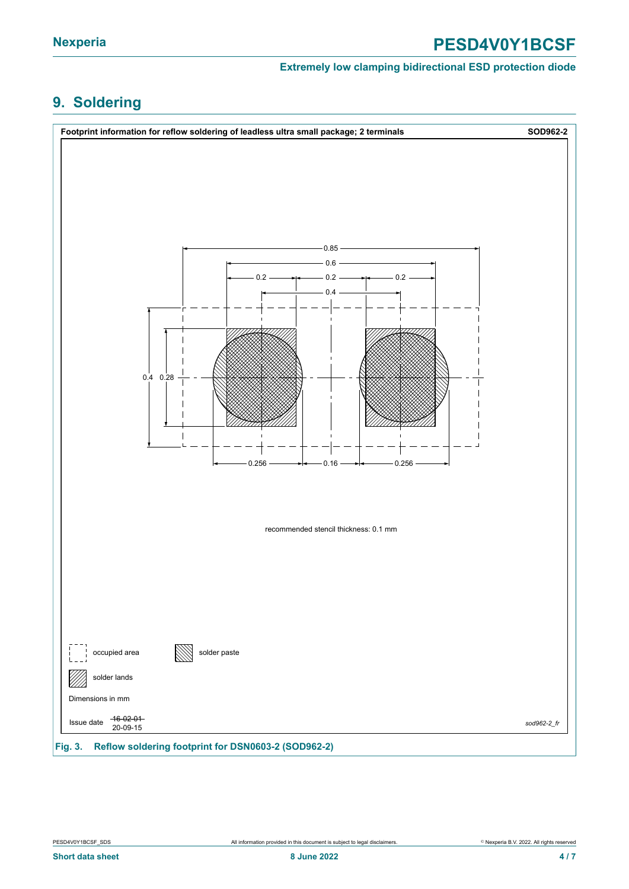## 9. Soldering

**Footprint information for reflow soldering of leadless ultra small package; 2 terminals** **SOD962-2**

0.85

0.6

0.2 0.2 0.2

0.4

0.4 0.28

0.256 0.16 0.256

recommended stencil thickness: 0.1 mm

occupied area

solder paste

solder lands

Dimensions in mm

Issue date ~~16-02-01~~ 20-09-15

*sod962-2_fr*

**Fig. 3. Reflow soldering footprint for DSN0603-2 (SOD962-2)**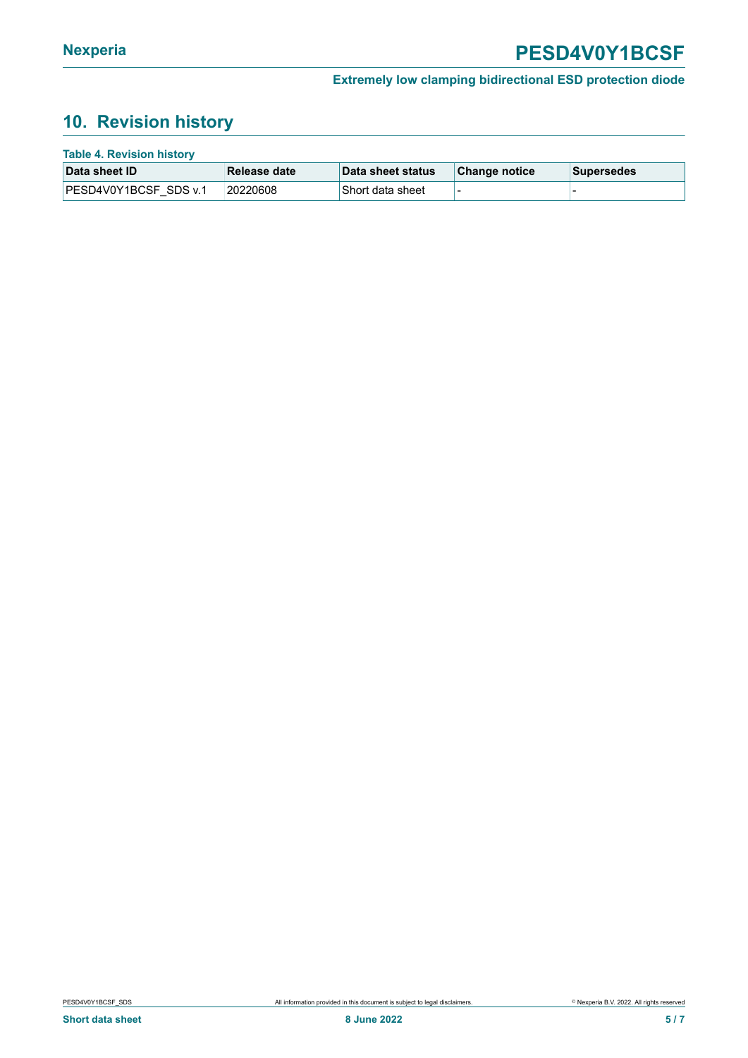## 10. Revision history

**Table 4. Revision history**

| Data sheet ID | Release date | Data sheet status | Change notice | Supersedes |
|---|---|---|---|---|
| PESD4V0Y1BCSF_SDS v.1 | 20220608 | Short data sheet | - | - |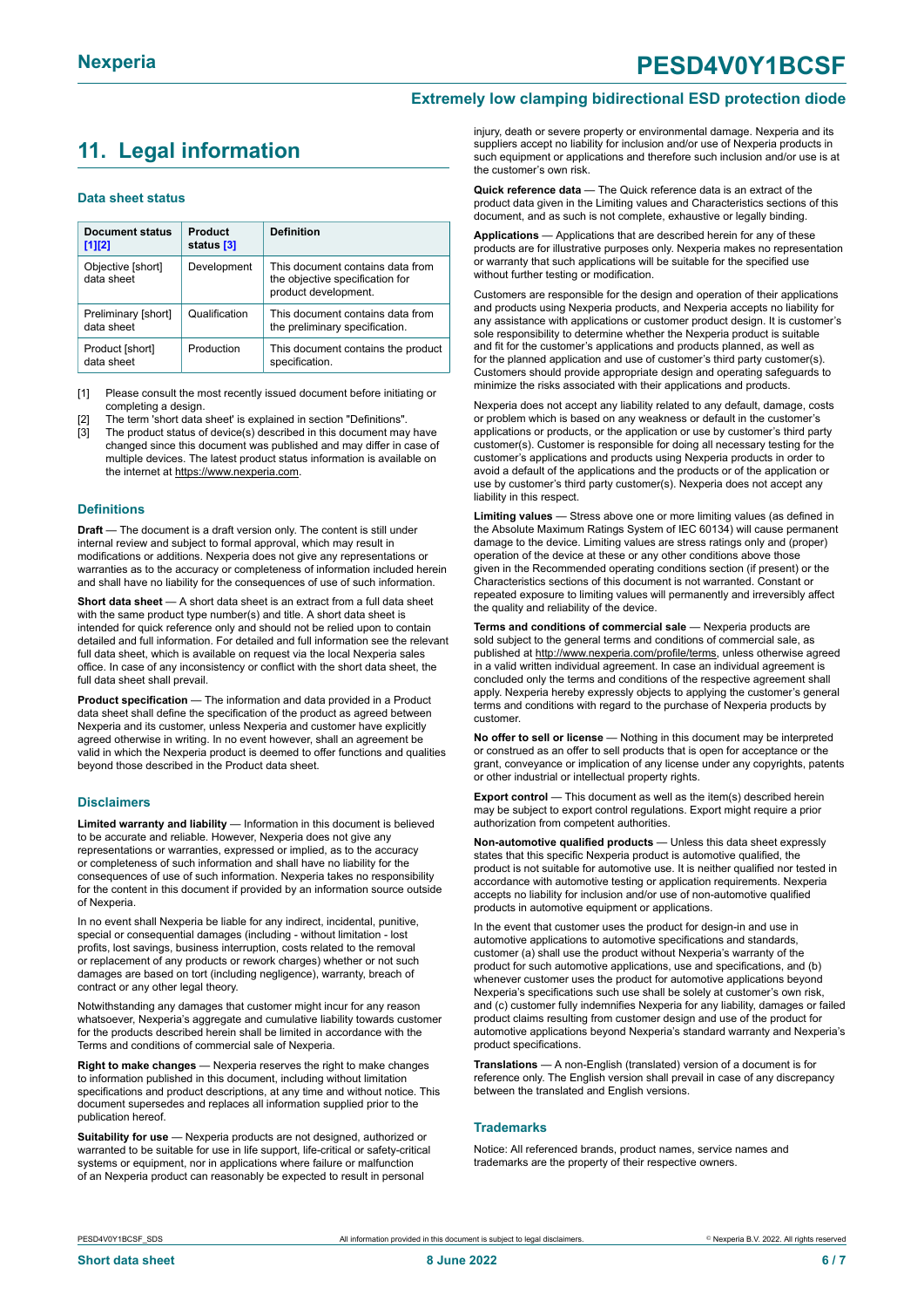## 11. Legal information

### Data sheet status

| Document status [1][2] | Product status [3] | Definition |
|---|---|---|
| Objective [short] data sheet | Development | This document contains data from the objective specification for product development. |
| Preliminary [short] data sheet | Qualification | This document contains data from the preliminary specification. |
| Product [short] data sheet | Production | This document contains the product specification. |

[1] Please consult the most recently issued document before initiating or completing a design.
[2] The term 'short data sheet' is explained in section "Definitions".
[3] The product status of device(s) described in this document may have changed since this document was published and may differ in case of multiple devices. The latest product status information is available on the internet at https://www.nexperia.com.

### Definitions

**Draft** — The document is a draft version only. The content is still under internal review and subject to formal approval, which may result in modifications or additions. Nexperia does not give any representations or warranties as to the accuracy or completeness of information included herein and shall have no liability for the consequences of use of such information.

**Short data sheet** — A short data sheet is an extract from a full data sheet with the same product type number(s) and title. A short data sheet is intended for quick reference only and should not be relied upon to contain detailed and full information. For detailed and full information see the relevant full data sheet, which is available on request via the local Nexperia sales office. In case of any inconsistency or conflict with the short data sheet, the full data sheet shall prevail.

**Product specification** — The information and data provided in a Product data sheet shall define the specification of the product as agreed between Nexperia and its customer, unless Nexperia and customer have explicitly agreed otherwise in writing. In no event however, shall an agreement be valid in which the Nexperia product is deemed to offer functions and qualities beyond those described in the Product data sheet.

### Disclaimers

**Limited warranty and liability** — Information in this document is believed to be accurate and reliable. However, Nexperia does not give any representations or warranties, expressed or implied, as to the accuracy or completeness of such information and shall have no liability for the consequences of use of such information. Nexperia takes no responsibility for the content in this document if provided by an information source outside of Nexperia.

In no event shall Nexperia be liable for any indirect, incidental, punitive, special or consequential damages (including - without limitation - lost profits, lost savings, business interruption, costs related to the removal or replacement of any products or rework charges) whether or not such damages are based on tort (including negligence), warranty, breach of contract or any other legal theory.

Notwithstanding any damages that customer might incur for any reason whatsoever, Nexperia's aggregate and cumulative liability towards customer for the products described herein shall be limited in accordance with the Terms and conditions of commercial sale of Nexperia.

**Right to make changes** — Nexperia reserves the right to make changes to information published in this document, including without limitation specifications and product descriptions, at any time and without notice. This document supersedes and replaces all information supplied prior to the publication hereof.

**Suitability for use** — Nexperia products are not designed, authorized or warranted to be suitable for use in life support, life-critical or safety-critical systems or equipment, nor in applications where failure or malfunction of an Nexperia product can reasonably be expected to result in personal injury, death or severe property or environmental damage. Nexperia and its suppliers accept no liability for inclusion and/or use of Nexperia products in such equipment or applications and therefore such inclusion and/or use is at the customer's own risk.

**Quick reference data** — The Quick reference data is an extract of the product data given in the Limiting values and Characteristics sections of this document, and as such is not complete, exhaustive or legally binding.

**Applications** — Applications that are described herein for any of these products are for illustrative purposes only. Nexperia makes no representation or warranty that such applications will be suitable for the specified use without further testing or modification.

Customers are responsible for the design and operation of their applications and products using Nexperia products, and Nexperia accepts no liability for any assistance with applications or customer product design. It is customer's sole responsibility to determine whether the Nexperia product is suitable and fit for the customer's applications and products planned, as well as for the planned application and use of customer's third party customer(s). Customers should provide appropriate design and operating safeguards to minimize the risks associated with their applications and products.

Nexperia does not accept any liability related to any default, damage, costs or problem which is based on any weakness or default in the customer's applications or products, or the application or use by customer's third party customer(s). Customer is responsible for doing all necessary testing for the customer's applications and products using Nexperia products in order to avoid a default of the applications and the products or of the application or use by customer's third party customer(s). Nexperia does not accept any liability in this respect.

**Limiting values** — Stress above one or more limiting values (as defined in the Absolute Maximum Ratings System of IEC 60134) will cause permanent damage to the device. Limiting values are stress ratings only and (proper) operation of the device at these or any other conditions above those given in the Recommended operating conditions section (if present) or the Characteristics sections of this document is not warranted. Constant or repeated exposure to limiting values will permanently and irreversibly affect the quality and reliability of the device.

**Terms and conditions of commercial sale** — Nexperia products are sold subject to the general terms and conditions of commercial sale, as published at http://www.nexperia.com/profile/terms, unless otherwise agreed in a valid written individual agreement. In case an individual agreement is concluded only the terms and conditions of the respective agreement shall apply. Nexperia hereby expressly objects to applying the customer's general terms and conditions with regard to the purchase of Nexperia products by customer.

**No offer to sell or license** — Nothing in this document may be interpreted or construed as an offer to sell products that is open for acceptance or the grant, conveyance or implication of any license under any copyrights, patents or other industrial or intellectual property rights.

**Export control** — This document as well as the item(s) described herein may be subject to export control regulations. Export might require a prior authorization from competent authorities.

**Non-automotive qualified products** — Unless this data sheet expressly states that this specific Nexperia product is automotive qualified, the product is not suitable for automotive use. It is neither qualified nor tested in accordance with automotive testing or application requirements. Nexperia accepts no liability for inclusion and/or use of non-automotive qualified products in automotive equipment or applications.

In the event that customer uses the product for design-in and use in automotive applications to automotive specifications and standards, customer (a) shall use the product without Nexperia's warranty of the product for such automotive applications, use and specifications, and (b) whenever customer uses the product for automotive applications beyond Nexperia's specifications such use shall be solely at customer's own risk, and (c) customer fully indemnifies Nexperia for any liability, damages or failed product claims resulting from customer design and use of the product for automotive applications beyond Nexperia's standard warranty and Nexperia's product specifications.

**Translations** — A non-English (translated) version of a document is for reference only. The English version shall prevail in case of any discrepancy between the translated and English versions.

### Trademarks

Notice: All referenced brands, product names, service names and trademarks are the property of their respective owners.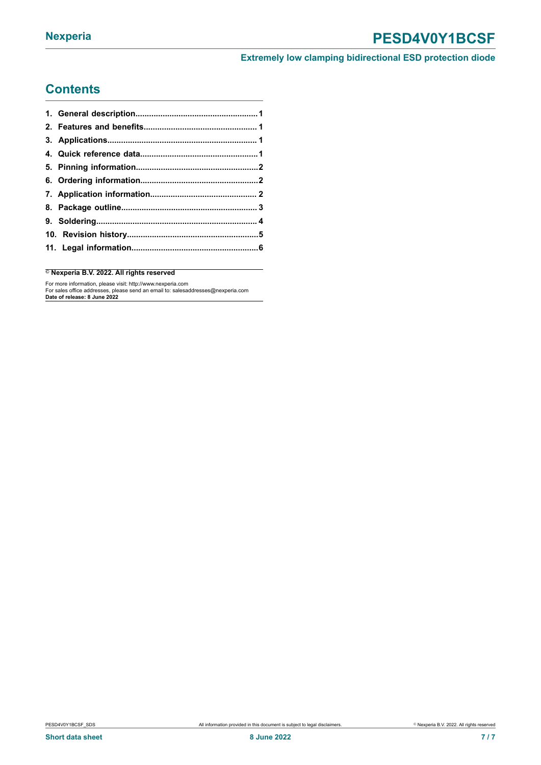## Contents

1. General description......................................................1
2. Features and benefits..................................................1
3. Applications..................................................................1
4. Quick reference data....................................................1
5. Pinning information......................................................2
6. Ordering information....................................................2
7. Application information...............................................2
8. Package outline.............................................................3
9. Soldering.......................................................................4
10. Revision history..........................................................5
11. Legal information........................................................6

**© Nexperia B.V. 2022. All rights reserved**

For more information, please visit: http://www.nexperia.com
For sales office addresses, please send an email to: salesaddresses@nexperia.com
**Date of release: 8 June 2022**